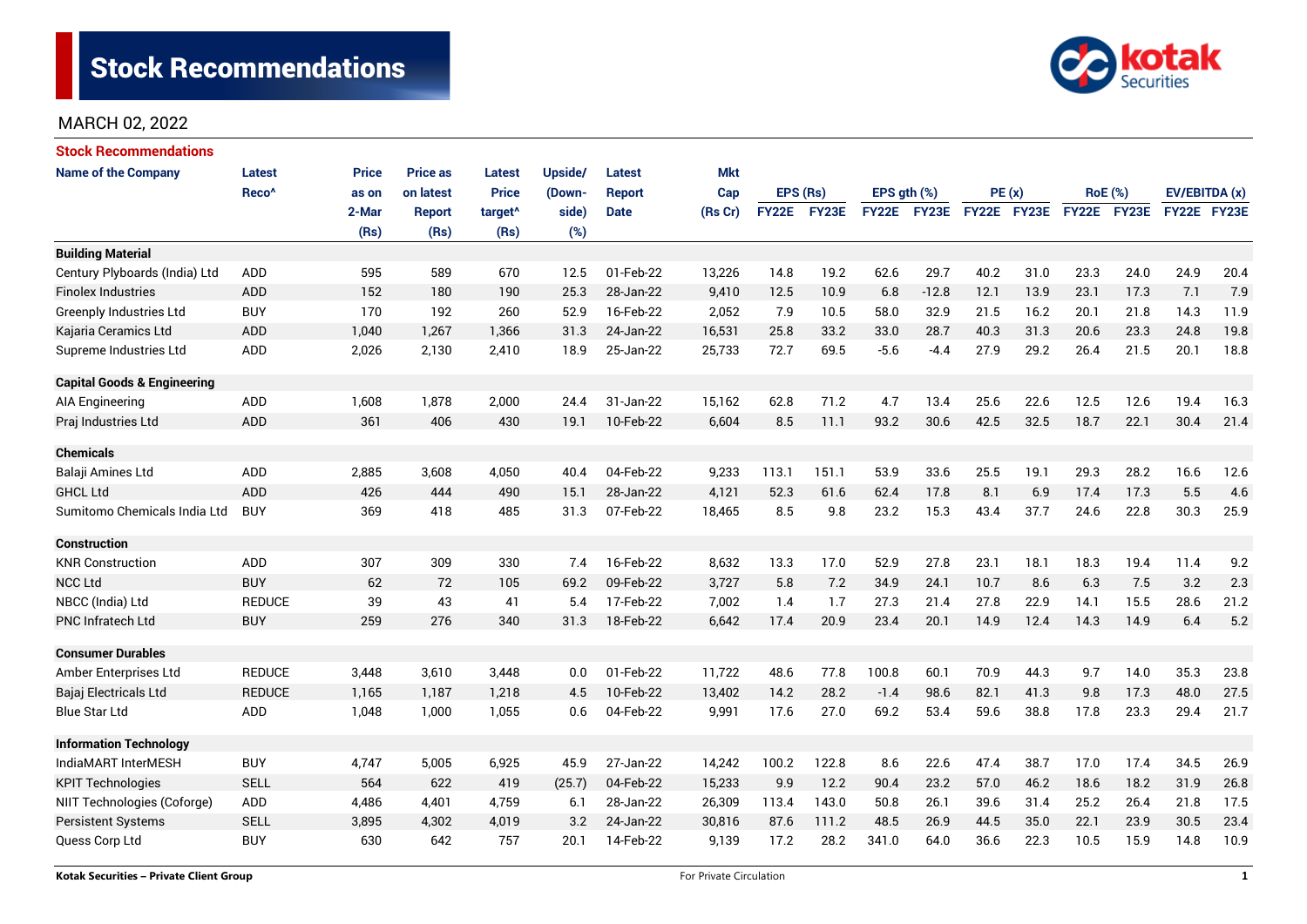# Stock Recommendations

MARCH 02, 2022

## Stock Recommendations

| Name of the Company | Latest Reco^ | Price as on 2-Mar (Rs) | Price as on latest Report (Rs) | Latest Price target^ (Rs) | Upside/ (Down-side) (%) | Latest Report Date | Mkt Cap (Rs Cr) | EPS (Rs) | | EPS gth (%) | | PE (x) | | RoE (%) | | EV/EBITDA (x) | |
|---|---|---|---|---|---|---|---|---|---|---|---|---|---|---|---|---|---|
| | | | | | | | | FY22E | FY23E | FY22E | FY23E | FY22E | FY23E | FY22E | FY23E | FY22E | FY23E |
| **Building Material** | | | | | | | | | | | | | | | | | |
| Century Plyboards (India) Ltd | ADD | 595 | 589 | 670 | 12.5 | 01-Feb-22 | 13,226 | 14.8 | 19.2 | 62.6 | 29.7 | 40.2 | 31.0 | 23.3 | 24.0 | 24.9 | 20.4 |
| Finolex Industries | ADD | 152 | 180 | 190 | 25.3 | 28-Jan-22 | 9,410 | 12.5 | 10.9 | 6.8 | -12.8 | 12.1 | 13.9 | 23.1 | 17.3 | 7.1 | 7.9 |
| Greenply Industries Ltd | BUY | 170 | 192 | 260 | 52.9 | 16-Feb-22 | 2,052 | 7.9 | 10.5 | 58.0 | 32.9 | 21.5 | 16.2 | 20.1 | 21.8 | 14.3 | 11.9 |
| Kajaria Ceramics Ltd | ADD | 1,040 | 1,267 | 1,366 | 31.3 | 24-Jan-22 | 16,531 | 25.8 | 33.2 | 33.0 | 28.7 | 40.3 | 31.3 | 20.6 | 23.3 | 24.8 | 19.8 |
| Supreme Industries Ltd | ADD | 2,026 | 2,130 | 2,410 | 18.9 | 25-Jan-22 | 25,733 | 72.7 | 69.5 | -5.6 | -4.4 | 27.9 | 29.2 | 26.4 | 21.5 | 20.1 | 18.8 |
| **Capital Goods & Engineering** | | | | | | | | | | | | | | | | | |
| AIA Engineering | ADD | 1,608 | 1,878 | 2,000 | 24.4 | 31-Jan-22 | 15,162 | 62.8 | 71.2 | 4.7 | 13.4 | 25.6 | 22.6 | 12.5 | 12.6 | 19.4 | 16.3 |
| Praj Industries Ltd | ADD | 361 | 406 | 430 | 19.1 | 10-Feb-22 | 6,604 | 8.5 | 11.1 | 93.2 | 30.6 | 42.5 | 32.5 | 18.7 | 22.1 | 30.4 | 21.4 |
| **Chemicals** | | | | | | | | | | | | | | | | | |
| Balaji Amines Ltd | ADD | 2,885 | 3,608 | 4,050 | 40.4 | 04-Feb-22 | 9,233 | 113.1 | 151.1 | 53.9 | 33.6 | 25.5 | 19.1 | 29.3 | 28.2 | 16.6 | 12.6 |
| GHCL Ltd | ADD | 426 | 444 | 490 | 15.1 | 28-Jan-22 | 4,121 | 52.3 | 61.6 | 62.4 | 17.8 | 8.1 | 6.9 | 17.4 | 17.3 | 5.5 | 4.6 |
| Sumitomo Chemicals India Ltd | BUY | 369 | 418 | 485 | 31.3 | 07-Feb-22 | 18,465 | 8.5 | 9.8 | 23.2 | 15.3 | 43.4 | 37.7 | 24.6 | 22.8 | 30.3 | 25.9 |
| **Construction** | | | | | | | | | | | | | | | | | |
| KNR Construction | ADD | 307 | 309 | 330 | 7.4 | 16-Feb-22 | 8,632 | 13.3 | 17.0 | 52.9 | 27.8 | 23.1 | 18.1 | 18.3 | 19.4 | 11.4 | 9.2 |
| NCC Ltd | BUY | 62 | 72 | 105 | 69.2 | 09-Feb-22 | 3,727 | 5.8 | 7.2 | 34.9 | 24.1 | 10.7 | 8.6 | 6.3 | 7.5 | 3.2 | 2.3 |
| NBCC (India) Ltd | REDUCE | 39 | 43 | 41 | 5.4 | 17-Feb-22 | 7,002 | 1.4 | 1.7 | 27.3 | 21.4 | 27.8 | 22.9 | 14.1 | 15.5 | 28.6 | 21.2 |
| PNC Infratech Ltd | BUY | 259 | 276 | 340 | 31.3 | 18-Feb-22 | 6,642 | 17.4 | 20.9 | 23.4 | 20.1 | 14.9 | 12.4 | 14.3 | 14.9 | 6.4 | 5.2 |
| **Consumer Durables** | | | | | | | | | | | | | | | | | |
| Amber Enterprises Ltd | REDUCE | 3,448 | 3,610 | 3,448 | 0.0 | 01-Feb-22 | 11,722 | 48.6 | 77.8 | 100.8 | 60.1 | 70.9 | 44.3 | 9.7 | 14.0 | 35.3 | 23.8 |
| Bajaj Electricals Ltd | REDUCE | 1,165 | 1,187 | 1,218 | 4.5 | 10-Feb-22 | 13,402 | 14.2 | 28.2 | -1.4 | 98.6 | 82.1 | 41.3 | 9.8 | 17.3 | 48.0 | 27.5 |
| Blue Star Ltd | ADD | 1,048 | 1,000 | 1,055 | 0.6 | 04-Feb-22 | 9,991 | 17.6 | 27.0 | 69.2 | 53.4 | 59.6 | 38.8 | 17.8 | 23.3 | 29.4 | 21.7 |
| **Information Technology** | | | | | | | | | | | | | | | | | |
| IndiaMART InterMESH | BUY | 4,747 | 5,005 | 6,925 | 45.9 | 27-Jan-22 | 14,242 | 100.2 | 122.8 | 8.6 | 22.6 | 47.4 | 38.7 | 17.0 | 17.4 | 34.5 | 26.9 |
| KPIT Technologies | SELL | 564 | 622 | 419 | (25.7) | 04-Feb-22 | 15,233 | 9.9 | 12.2 | 90.4 | 23.2 | 57.0 | 46.2 | 18.6 | 18.2 | 31.9 | 26.8 |
| NIIT Technologies (Coforge) | ADD | 4,486 | 4,401 | 4,759 | 6.1 | 28-Jan-22 | 26,309 | 113.4 | 143.0 | 50.8 | 26.1 | 39.6 | 31.4 | 25.2 | 26.4 | 21.8 | 17.5 |
| Persistent Systems | SELL | 3,895 | 4,302 | 4,019 | 3.2 | 24-Jan-22 | 30,816 | 87.6 | 111.2 | 48.5 | 26.9 | 44.5 | 35.0 | 22.1 | 23.9 | 30.5 | 23.4 |
| Quess Corp Ltd | BUY | 630 | 642 | 757 | 20.1 | 14-Feb-22 | 9,139 | 17.2 | 28.2 | 341.0 | 64.0 | 36.6 | 22.3 | 10.5 | 15.9 | 14.8 | 10.9 |

Kotak Securities – Private Client Group

For Private Circulation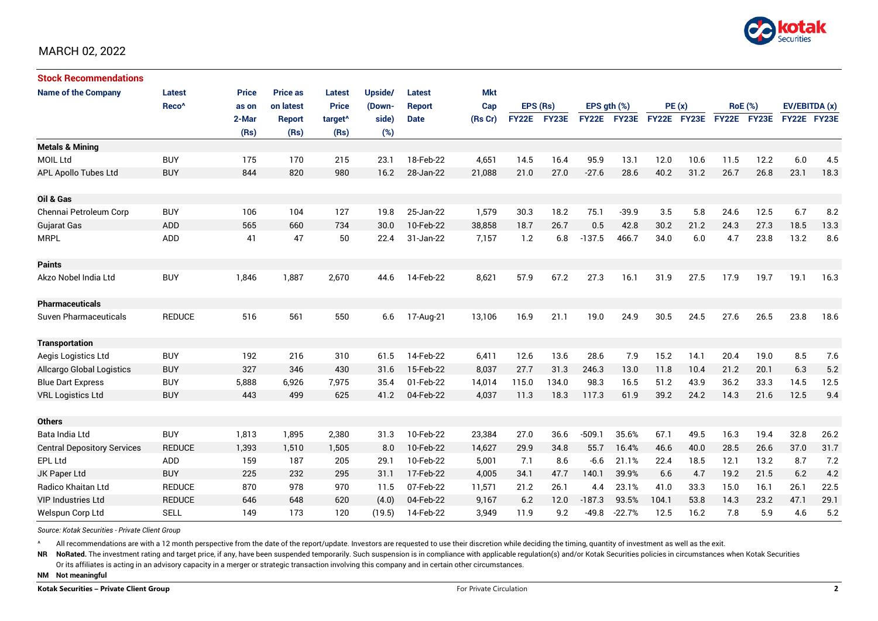MARCH 02, 2022

## Stock Recommendations

| Name of the Company | Latest Reco^ | Price as on 2-Mar (Rs) | Price as on latest Report (Rs) | Latest Price target^ (Rs) | Upside/ (Down-side) (%) | Latest Report Date | Mkt Cap (Rs Cr) | EPS (Rs) | | EPS gth (%) | | PE (x) | | RoE (%) | | EV/EBITDA (x) | |
|---|---|---|---|---|---|---|---|---|---|---|---|---|---|---|---|---|---|
| | | | | | | | | FY22E | FY23E | FY22E | FY23E | FY22E | FY23E | FY22E | FY23E | FY22E | FY23E |
| **Metals & Mining** | | | | | | | | | | | | | | | | | |
| MOIL Ltd | BUY | 175 | 170 | 215 | 23.1 | 18-Feb-22 | 4,651 | 14.5 | 16.4 | 95.9 | 13.1 | 12.0 | 10.6 | 11.5 | 12.2 | 6.0 | 4.5 |
| APL Apollo Tubes Ltd | BUY | 844 | 820 | 980 | 16.2 | 28-Jan-22 | 21,088 | 21.0 | 27.0 | -27.6 | 28.6 | 40.2 | 31.2 | 26.7 | 26.8 | 23.1 | 18.3 |
| **Oil & Gas** | | | | | | | | | | | | | | | | | |
| Chennai Petroleum Corp | BUY | 106 | 104 | 127 | 19.8 | 25-Jan-22 | 1,579 | 30.3 | 18.2 | 75.1 | -39.9 | 3.5 | 5.8 | 24.6 | 12.5 | 6.7 | 8.2 |
| Gujarat Gas | ADD | 565 | 660 | 734 | 30.0 | 10-Feb-22 | 38,858 | 18.7 | 26.7 | 0.5 | 42.8 | 30.2 | 21.2 | 24.3 | 27.3 | 18.5 | 13.3 |
| MRPL | ADD | 41 | 47 | 50 | 22.4 | 31-Jan-22 | 7,157 | 1.2 | 6.8 | -137.5 | 466.7 | 34.0 | 6.0 | 4.7 | 23.8 | 13.2 | 8.6 |
| **Paints** | | | | | | | | | | | | | | | | | |
| Akzo Nobel India Ltd | BUY | 1,846 | 1,887 | 2,670 | 44.6 | 14-Feb-22 | 8,621 | 57.9 | 67.2 | 27.3 | 16.1 | 31.9 | 27.5 | 17.9 | 19.7 | 19.1 | 16.3 |
| **Pharmaceuticals** | | | | | | | | | | | | | | | | | |
| Suven Pharmaceuticals | REDUCE | 516 | 561 | 550 | 6.6 | 17-Aug-21 | 13,106 | 16.9 | 21.1 | 19.0 | 24.9 | 30.5 | 24.5 | 27.6 | 26.5 | 23.8 | 18.6 |
| **Transportation** | | | | | | | | | | | | | | | | | |
| Aegis Logistics Ltd | BUY | 192 | 216 | 310 | 61.5 | 14-Feb-22 | 6,411 | 12.6 | 13.6 | 28.6 | 7.9 | 15.2 | 14.1 | 20.4 | 19.0 | 8.5 | 7.6 |
| Allcargo Global Logistics | BUY | 327 | 346 | 430 | 31.6 | 15-Feb-22 | 8,037 | 27.7 | 31.3 | 246.3 | 13.0 | 11.8 | 10.4 | 21.2 | 20.1 | 6.3 | 5.2 |
| Blue Dart Express | BUY | 5,888 | 6,926 | 7,975 | 35.4 | 01-Feb-22 | 14,014 | 115.0 | 134.0 | 98.3 | 16.5 | 51.2 | 43.9 | 36.2 | 33.3 | 14.5 | 12.5 |
| VRL Logistics Ltd | BUY | 443 | 499 | 625 | 41.2 | 04-Feb-22 | 4,037 | 11.3 | 18.3 | 117.3 | 61.9 | 39.2 | 24.2 | 14.3 | 21.6 | 12.5 | 9.4 |
| **Others** | | | | | | | | | | | | | | | | | |
| Bata India Ltd | BUY | 1,813 | 1,895 | 2,380 | 31.3 | 10-Feb-22 | 23,384 | 27.0 | 36.6 | -509.1 | 35.6% | 67.1 | 49.5 | 16.3 | 19.4 | 32.8 | 26.2 |
| Central Depository Services | REDUCE | 1,393 | 1,510 | 1,505 | 8.0 | 10-Feb-22 | 14,627 | 29.9 | 34.8 | 55.7 | 16.4% | 46.6 | 40.0 | 28.5 | 26.6 | 37.0 | 31.7 |
| EPL Ltd | ADD | 159 | 187 | 205 | 29.1 | 10-Feb-22 | 5,001 | 7.1 | 8.6 | -6.6 | 21.1% | 22.4 | 18.5 | 12.1 | 13.2 | 8.7 | 7.2 |
| JK Paper Ltd | BUY | 225 | 232 | 295 | 31.1 | 17-Feb-22 | 4,005 | 34.1 | 47.7 | 140.1 | 39.9% | 6.6 | 4.7 | 19.2 | 21.5 | 6.2 | 4.2 |
| Radico Khaitan Ltd | REDUCE | 870 | 978 | 970 | 11.5 | 07-Feb-22 | 11,571 | 21.2 | 26.1 | 4.4 | 23.1% | 41.0 | 33.3 | 15.0 | 16.1 | 26.1 | 22.5 |
| VIP Industries Ltd | REDUCE | 646 | 648 | 620 | (4.0) | 04-Feb-22 | 9,167 | 6.2 | 12.0 | -187.3 | 93.5% | 104.1 | 53.8 | 14.3 | 23.2 | 47.1 | 29.1 |
| Welspun Corp Ltd | SELL | 149 | 173 | 120 | (19.5) | 14-Feb-22 | 3,949 | 11.9 | 9.2 | -49.8 | -22.7% | 12.5 | 16.2 | 7.8 | 5.9 | 4.6 | 5.2 |

*Source: Kotak Securities - Private Client Group*

^ All recommendations are with a 12 month perspective from the date of the report/update. Investors are requested to use their discretion while deciding the timing, quantity of investment as well as the exit.

**NR** **NoRated.** The investment rating and target price, if any, have been suspended temporarily. Such suspension is in compliance with applicable regulation(s) and/or Kotak Securities policies in circumstances when Kotak Securities Or its affiliates is acting in an advisory capacity in a merger or strategic transaction involving this company and in certain other circumstances.

**NM** **Not meaningful**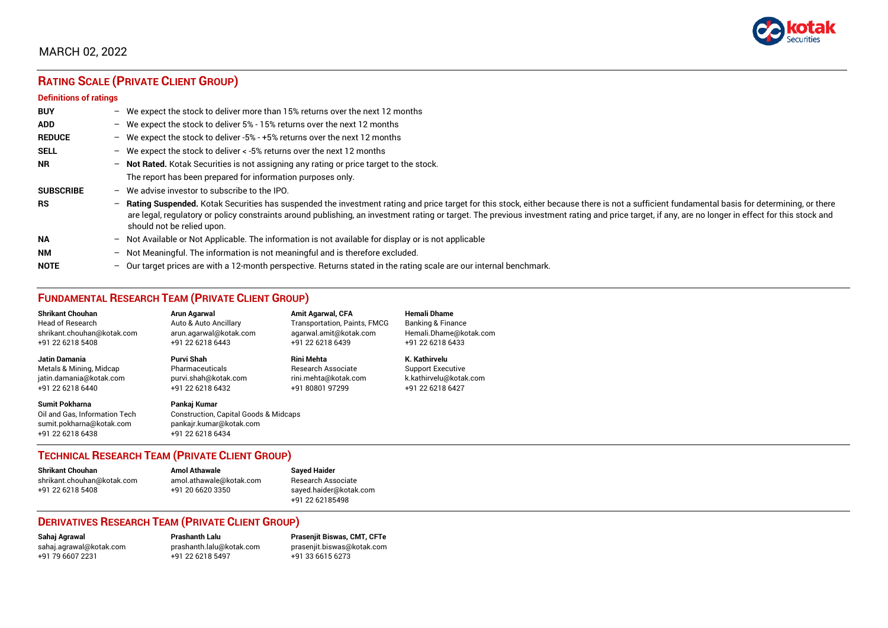MARCH 02, 2022

## RATING SCALE (PRIVATE CLIENT GROUP)

### Definitions of ratings

**BUY** – We expect the stock to deliver more than 15% returns over the next 12 months

**ADD** – We expect the stock to deliver 5% - 15% returns over the next 12 months

**REDUCE** – We expect the stock to deliver -5% - +5% returns over the next 12 months

**SELL** – We expect the stock to deliver < -5% returns over the next 12 months

**NR** – **Not Rated.** Kotak Securities is not assigning any rating or price target to the stock.
The report has been prepared for information purposes only.

**SUBSCRIBE** – We advise investor to subscribe to the IPO.

**RS** – **Rating Suspended.** Kotak Securities has suspended the investment rating and price target for this stock, either because there is not a sufficient fundamental basis for determining, or there are legal, regulatory or policy constraints around publishing, an investment rating or target. The previous investment rating and price target, if any, are no longer in effect for this stock and should not be relied upon.

**NA** – Not Available or Not Applicable. The information is not available for display or is not applicable

**NM** – Not Meaningful. The information is not meaningful and is therefore excluded.

**NOTE** – Our target prices are with a 12-month perspective. Returns stated in the rating scale are our internal benchmark.

## FUNDAMENTAL RESEARCH TEAM (PRIVATE CLIENT GROUP)

**Shrikant Chouhan**
Head of Research
shrikant.chouhan@kotak.com
+91 22 6218 5408

**Arun Agarwal**
Auto & Auto Ancillary
arun.agarwal@kotak.com
+91 22 6218 6443

**Amit Agarwal, CFA**
Transportation, Paints, FMCG
agarwal.amit@kotak.com
+91 22 6218 6439

**Hemali Dhame**
Banking & Finance
Hemali.Dhame@kotak.com
+91 22 6218 6433

**Jatin Damania**
Metals & Mining, Midcap
jatin.damania@kotak.com
+91 22 6218 6440

**Purvi Shah**
Pharmaceuticals
purvi.shah@kotak.com
+91 22 6218 6432

**Rini Mehta**
Research Associate
rini.mehta@kotak.com
+91 80801 97299

**K. Kathirvelu**
Support Executive
k.kathirvelu@kotak.com
+91 22 6218 6427

**Sumit Pokharna**
Oil and Gas, Information Tech
sumit.pokharna@kotak.com
+91 22 6218 6438

**Pankaj Kumar**
Construction, Capital Goods & Midcaps
pankajr.kumar@kotak.com
+91 22 6218 6434

## TECHNICAL RESEARCH TEAM (PRIVATE CLIENT GROUP)

**Shrikant Chouhan**
shrikant.chouhan@kotak.com
+91 22 6218 5408

**Amol Athawale**
amol.athawale@kotak.com
+91 20 6620 3350

**Sayed Haider**
Research Associate
sayed.haider@kotak.com
+91 22 62185498

## DERIVATIVES RESEARCH TEAM (PRIVATE CLIENT GROUP)

**Sahaj Agrawal**
sahaj.agrawal@kotak.com
+91 79 6607 2231

**Prashanth Lalu**
prashanth.lalu@kotak.com
+91 22 6218 5497

**Prasenjit Biswas, CMT, CFTe**
prasenjit.biswas@kotak.com
+91 33 6615 6273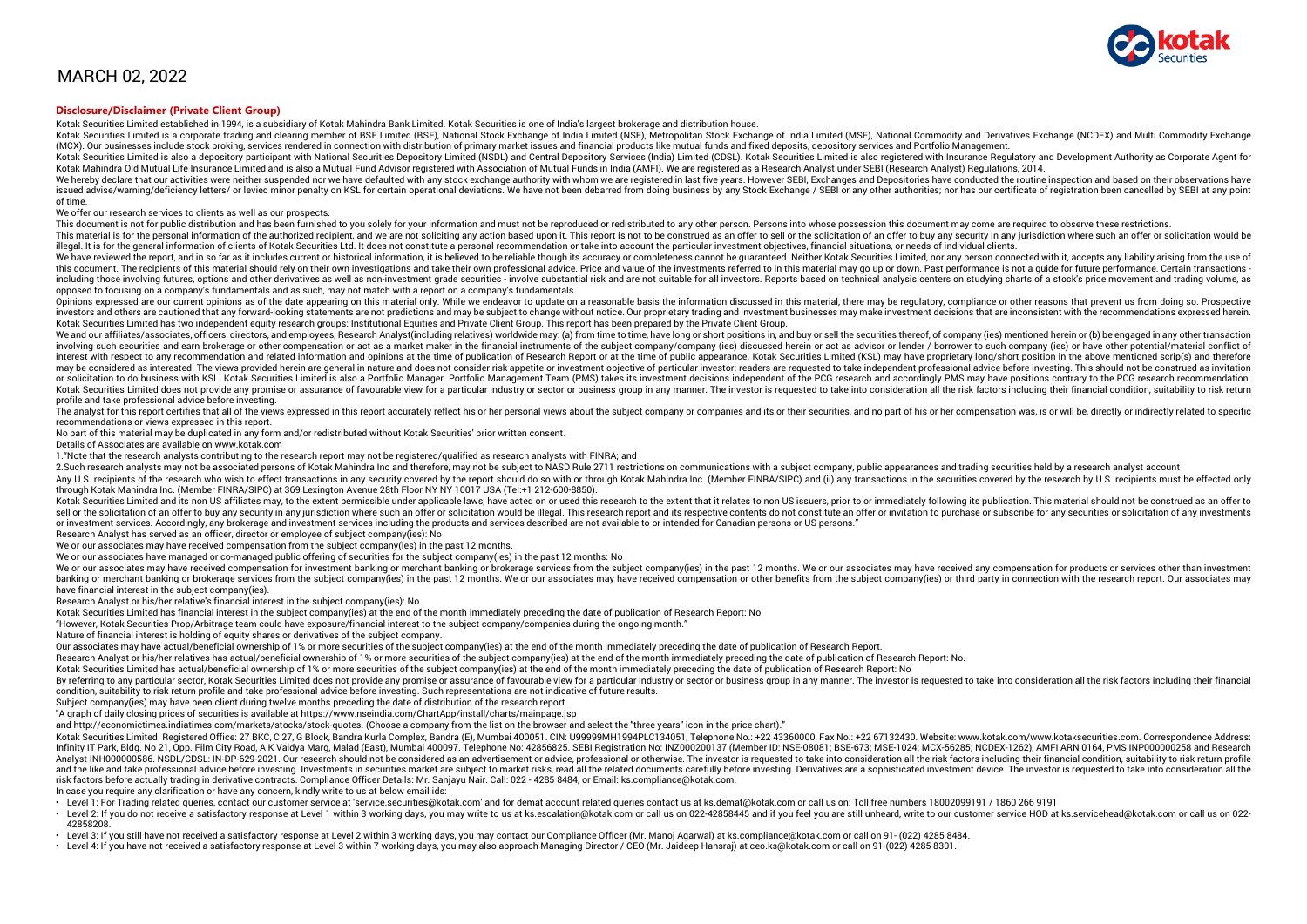MARCH 02, 2022

**Disclosure/Disclaimer (Private Client Group)**

Kotak Securities Limited established in 1994, is a subsidiary of Kotak Mahindra Bank Limited. Kotak Securities is one of India's largest brokerage and distribution house.

Kotak Securities Limited is a corporate trading and clearing member of BSE Limited (BSE), National Stock Exchange of India Limited (NSE), Metropolitan Stock Exchange of India Limited (MSE), National Commodity and Derivatives Exchange (NCDEX) and Multi Commodity Exchange (MCX). Our businesses include stock broking, services rendered in connection with distribution of primary market issues and financial products like mutual funds and fixed deposits, depository services and Portfolio Management.

Kotak Securities Limited is also a depository participant with National Securities Depository Limited (NSDL) and Central Depository Services (India) Limited (CDSL). Kotak Securities Limited is also registered with Insurance Regulatory and Development Authority as Corporate Agent for Kotak Mahindra Old Mutual Life Insurance Limited and is also a Mutual Fund Advisor registered with Association of Mutual Funds in India (AMFI). We are registered as a Research Analyst under SEBI (Research Analyst) Regulations, 2014.

We hereby declare that our activities were neither suspended nor we have defaulted with any stock exchange authority with whom we are registered in last five years. However SEBI, Exchanges and Depositories have conducted the routine inspection and based on their observations have issued advise/warning/deficiency letters/ or levied minor penalty on KSL for certain operational deviations. We have not been debarred from doing business by any Stock Exchange / SEBI or any other authorities; nor has our certificate of registration been cancelled by SEBI at any point of time.

We offer our research services to clients as well as our prospects.

This document is not for public distribution and has been furnished to you solely for your information and must not be reproduced or redistributed to any other person. Persons into whose possession this document may come are required to observe these restrictions.

This material is for the personal information of the authorized recipient, and we are not soliciting any action based upon it. This report is not to be construed as an offer to sell or the solicitation of an offer to buy any security in any jurisdiction where such an offer or solicitation would be illegal. It is for the general information of clients of Kotak Securities Ltd. It does not constitute a personal recommendation or take into account the particular investment objectives, financial situations, or needs of individual clients.

We have reviewed the report, and in so far as it includes current or historical information, it is believed to be reliable though its accuracy or completeness cannot be guaranteed. Neither Kotak Securities Limited, nor any person connected with it, accepts any liability arising from the use of this document. The recipients of this material should rely on their own investigations and take their own professional advice. Price and value of the investments referred to in this material may go up or down. Past performance is not a guide for future performance. Certain transactions - including those involving futures, options and other derivatives as well as non-investment grade securities - involve substantial risk and are not suitable for all investors. Reports based on technical analysis centers on studying charts of a stock's price movement and trading volume, as opposed to focusing on a company's fundamentals and as such, may not match with a report on a company's fundamentals.

Opinions expressed are our current opinions as of the date appearing on this material only. While we endeavor to update on a reasonable basis the information discussed in this material, there may be regulatory, compliance or other reasons that prevent us from doing so. Prospective investors and others are cautioned that any forward-looking statements are not predictions and may be subject to change without notice. Our proprietary trading and investment businesses may make investment decisions that are inconsistent with the recommendations expressed herein. Kotak Securities Limited has two independent equity research groups: Institutional Equities and Private Client Group. This report has been prepared by the Private Client Group.

We and our affiliates/associates, officers, directors, and employees, Research Analyst(including relatives) worldwide may: (a) from time to time, have long or short positions in, and buy or sell the securities thereof, of company (ies) mentioned herein or (b) be engaged in any other transaction involving such securities and earn brokerage or other compensation or act as a market maker in the financial instruments of the subject company/company (ies) discussed herein or act as advisor or lender / borrower to such company (ies) or have other potential/material conflict of interest with respect to any recommendation and related information and opinions at the time of publication of Research Report or at the time of public appearance. Kotak Securities Limited (KSL) may have proprietary long/short position in the above mentioned scrip(s) and therefore may be considered as interested. The views provided herein are general in nature and does not consider risk appetite or investment objective of particular investor; readers are requested to take independent professional advice before investing. This should not be construed as invitation or solicitation to do business with KSL. Kotak Securities Limited is also a Portfolio Manager. Portfolio Management Team (PMS) takes its investment decisions independent of the PCG research and accordingly PMS may have positions contrary to the PCG research recommendation. Kotak Securities Limited does not provide any promise or assurance of favourable view for a particular industry or sector or business group in any manner. The investor is requested to take into consideration all the risk factors including their financial condition, suitability to risk return profile and take professional advice before investing.

The analyst for this report certifies that all of the views expressed in this report accurately reflect his or her personal views about the subject company or companies and its or their securities, and no part of his or her compensation was, is or will be, directly or indirectly related to specific recommendations or views expressed in this report.

No part of this material may be duplicated in any form and/or redistributed without Kotak Securities' prior written consent.

Details of Associates are available on www.kotak.com

1."Note that the research analysts contributing to the research report may not be registered/qualified as research analysts with FINRA; and

2.Such research analysts may not be associated persons of Kotak Mahindra Inc and therefore, may not be subject to NASD Rule 2711 restrictions on communications with a subject company, public appearances and trading securities held by a research analyst account

Any U.S. recipients of the research who wish to effect transactions in any security covered by the report should do so with or through Kotak Mahindra Inc. (Member FINRA/SIPC) and (ii) any transactions in the securities covered by the research by U.S. recipients must be effected only through Kotak Mahindra Inc. (Member FINRA/SIPC) at 369 Lexington Avenue 28th Floor NY NY 10017 USA (Tel:+1 212-600-8850).

Kotak Securities Limited and its non US affiliates may, to the extent permissible under applicable laws, have acted on or used this research to the extent that it relates to non US issuers, prior to or immediately following its publication. This material should not be construed as an offer to sell or the solicitation of an offer to buy any security in any jurisdiction where such an offer or solicitation would be illegal. This research report and its respective contents do not constitute an offer or invitation to purchase or subscribe for any securities or solicitation of any investments or investment services. Accordingly, any brokerage and investment services including the products and services described are not available to or intended for Canadian persons or US persons."

Research Analyst has served as an officer, director or employee of subject company(ies): No

We or our associates may have received compensation from the subject company(ies) in the past 12 months.

We or our associates have managed or co-managed public offering of securities for the subject company(ies) in the past 12 months: No

We or our associates may have received compensation for investment banking or merchant banking or brokerage services from the subject company(ies) in the past 12 months. We or our associates may have received any compensation for products or services other than investment banking or merchant banking or brokerage services from the subject company(ies) in the past 12 months. We or our associates may have received compensation or other benefits from the subject company(ies) or third party in connection with the research report. Our associates may have financial interest in the subject company(ies).

Research Analyst or his/her relative's financial interest in the subject company(ies): No

Kotak Securities Limited has financial interest in the subject company(ies) at the end of the month immediately preceding the date of publication of Research Report: No

"However, Kotak Securities Prop/Arbitrage team could have exposure/financial interest to the subject company/companies during the ongoing month."

Nature of financial interest is holding of equity shares or derivatives of the subject company.

Our associates may have actual/beneficial ownership of 1% or more securities of the subject company(ies) at the end of the month immediately preceding the date of publication of Research Report.

Research Analyst or his/her relatives has actual/beneficial ownership of 1% or more securities of the subject company(ies) at the end of the month immediately preceding the date of publication of Research Report: No.

Kotak Securities Limited has actual/beneficial ownership of 1% or more securities of the subject company(ies) at the end of the month immediately preceding the date of publication of Research Report: No

By referring to any particular sector, Kotak Securities Limited does not provide any promise or assurance of favourable view for a particular industry or sector or business group in any manner. The investor is requested to take into consideration all the risk factors including their financial condition, suitability to risk return profile and take professional advice before investing. Such representations are not indicative of future results.

Subject company(ies) may have been client during twelve months preceding the date of distribution of the research report.

"A graph of daily closing prices of securities is available at https://www.nseindia.com/ChartApp/install/charts/mainpage.jsp

and http://economictimes.indiatimes.com/markets/stocks/stock-quotes. (Choose a company from the list on the browser and select the "three years" icon in the price chart)."

Kotak Securities Limited. Registered Office: 27 BKC, C 27, G Block, Bandra Kurla Complex, Bandra (E), Mumbai 400051. CIN: U99999MH1994PLC134051, Telephone No.: +22 43360000, Fax No.: +22 67132430. Website: www.kotak.com/www.kotaksecurities.com. Correspondence Address: Infinity IT Park, Bldg. No 21, Opp. Film City Road, A K Vaidya Marg, Malad (East), Mumbai 400097. Telephone No: 42856825. SEBI Registration No: INZ000200137 (Member ID: NSE-08081; BSE-673; MSE-1024; MCX-56285; NCDEX-1262), AMFI ARN 0164, PMS INP000000258 and Research Analyst INH000000586. NSDL/CDSL: IN-DP-629-2021. Our research should not be considered as an advertisement or advice, professional or otherwise. The investor is requested to take into consideration all the risk factors including their financial condition, suitability to risk return profile and the like and take professional advice before investing. Investments in securities market are subject to market risks, read all the related documents carefully before investing. Derivatives are a sophisticated investment device. The investor is requested to take into consideration all the risk factors before actually trading in derivative contracts. Compliance Officer Details: Mr. Sanjayu Nair. Call: 022 - 4285 8484, or Email: ks.compliance@kotak.com.

In case you require any clarification or have any concern, kindly write to us at below email ids:

- Level 1: For Trading related queries, contact our customer service at 'service.securities@kotak.com' and for demat account related queries contact us at ks.demat@kotak.com or call us on: Toll free numbers 18002099191 / 1860 266 9191
- Level 2: If you do not receive a satisfactory response at Level 1 within 3 working days, you may write to us at ks.escalation@kotak.com or call us on 022-42858445 and if you feel you are still unheard, write to our customer service HOD at ks.servicehead@kotak.com or call us on 022-42858208.
- Level 3: If you still have not received a satisfactory response at Level 2 within 3 working days, you may contact our Compliance Officer (Mr. Manoj Agarwal) at ks.compliance@kotak.com or call on 91- (022) 4285 8484.
- Level 4: If you have not received a satisfactory response at Level 3 within 7 working days, you may also approach Managing Director / CEO (Mr. Jaideep Hansraj) at ceo.ks@kotak.com or call on 91-(022) 4285 8301.